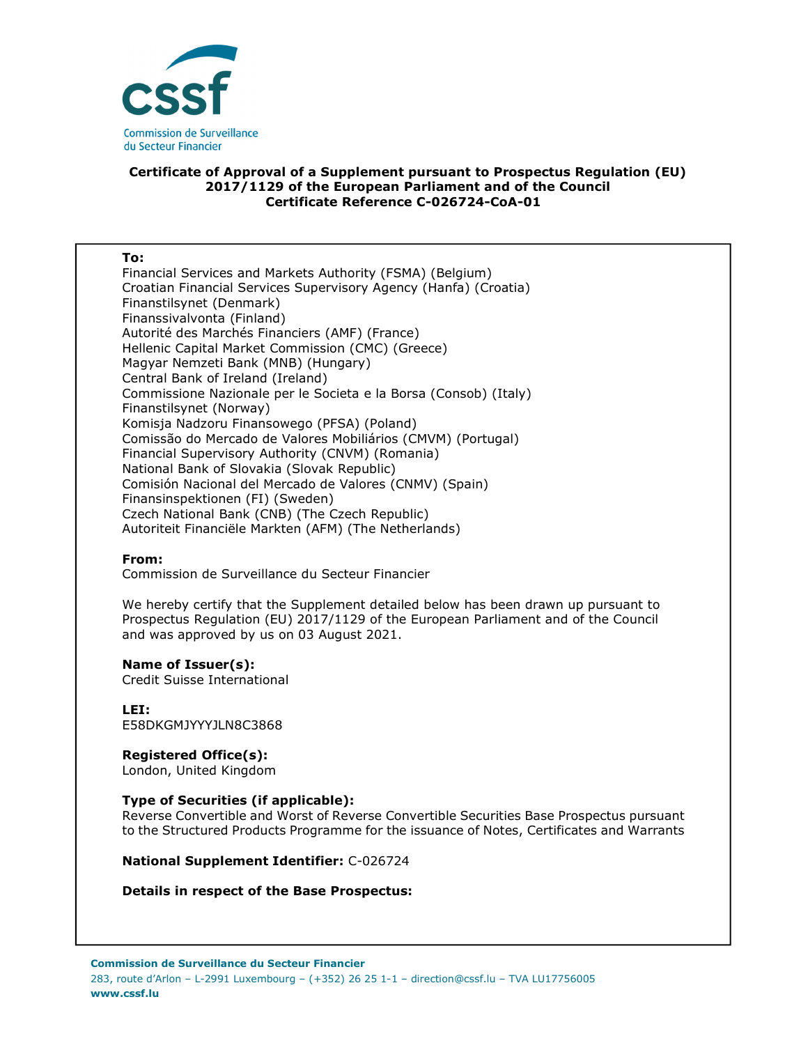**Certificate of Approval of a Supplement pursuant to Prospectus Regulation (EU) 2017/1129 of the European Parliament and of the Council**
**Certificate Reference C-026724-CoA-01**

**To:**
Financial Services and Markets Authority (FSMA) (Belgium)
Croatian Financial Services Supervisory Agency (Hanfa) (Croatia)
Finanstilsynet (Denmark)
Finanssivalvonta (Finland)
Autorité des Marchés Financiers (AMF) (France)
Hellenic Capital Market Commission (CMC) (Greece)
Magyar Nemzeti Bank (MNB) (Hungary)
Central Bank of Ireland (Ireland)
Commissione Nazionale per le Societa e la Borsa (Consob) (Italy)
Finanstilsynet (Norway)
Komisja Nadzoru Finansowego (PFSA) (Poland)
Comissão do Mercado de Valores Mobiliários (CMVM) (Portugal)
Financial Supervisory Authority (CNVM) (Romania)
National Bank of Slovakia (Slovak Republic)
Comisión Nacional del Mercado de Valores (CNMV) (Spain)
Finansinspektionen (FI) (Sweden)
Czech National Bank (CNB) (The Czech Republic)
Autoriteit Financiële Markten (AFM) (The Netherlands)

**From:**
Commission de Surveillance du Secteur Financier

We hereby certify that the Supplement detailed below has been drawn up pursuant to Prospectus Regulation (EU) 2017/1129 of the European Parliament and of the Council and was approved by us on 03 August 2021.

**Name of Issuer(s):**
Credit Suisse International

**LEI:**
E58DKGMJYYYJLN8C3868

**Registered Office(s):**
London, United Kingdom

**Type of Securities (if applicable):**
Reverse Convertible and Worst of Reverse Convertible Securities Base Prospectus pursuant to the Structured Products Programme for the issuance of Notes, Certificates and Warrants

**National Supplement Identifier:** C-026724

**Details in respect of the Base Prospectus:**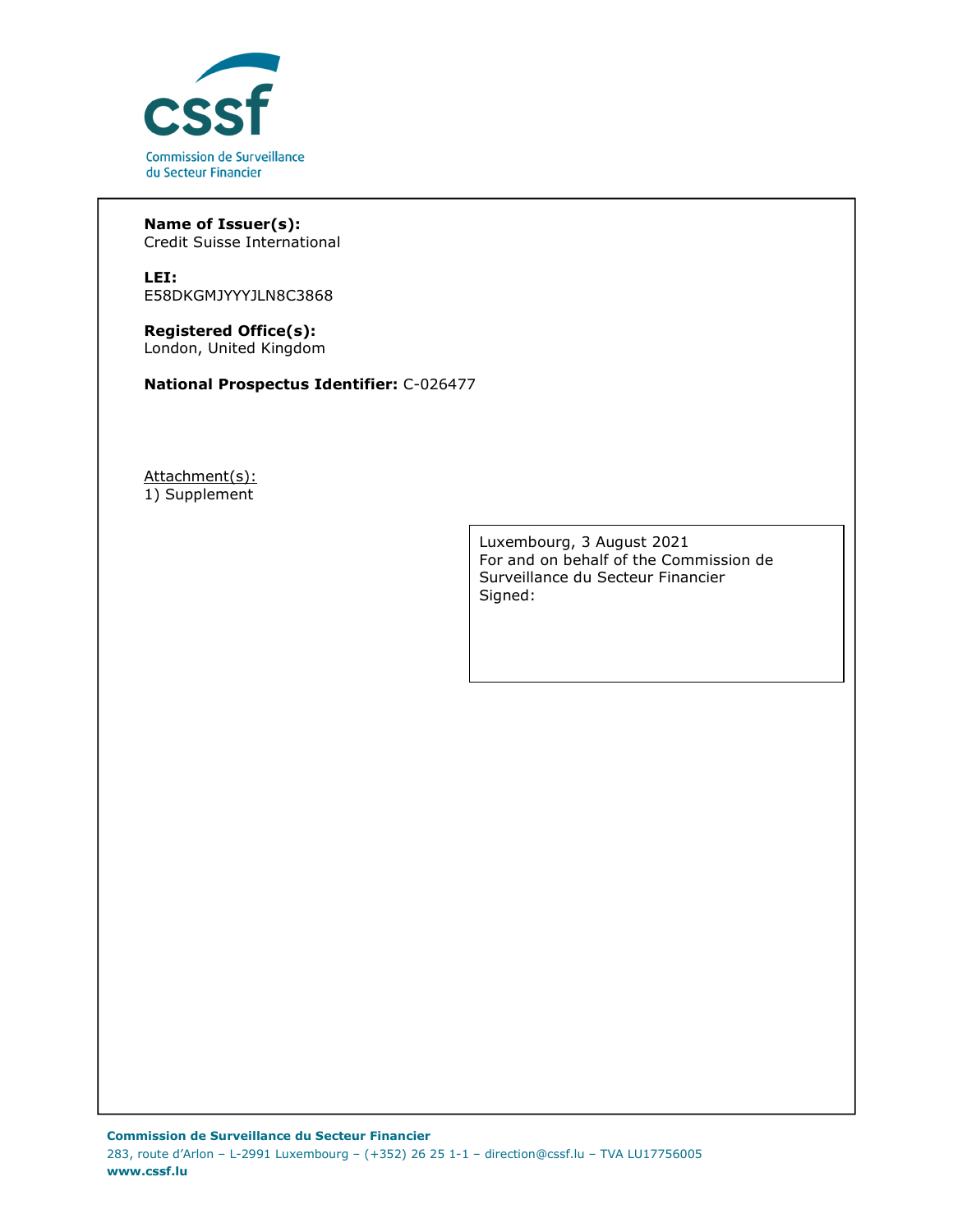Commission de Surveillance du Secteur Financier

**Name of Issuer(s):**
Credit Suisse International

**LEI:**
E58DKGMJYYYJLN8C3868

**Registered Office(s):**
London, United Kingdom

**National Prospectus Identifier:** C-026477

Attachment(s):
1) Supplement

Luxembourg, 3 August 2021
For and on behalf of the Commission de Surveillance du Secteur Financier
Signed:

**Commission de Surveillance du Secteur Financier**
283, route d'Arlon – L-2991 Luxembourg – (+352) 26 25 1-1 – direction@cssf.lu – TVA LU17756005
**www.cssf.lu**